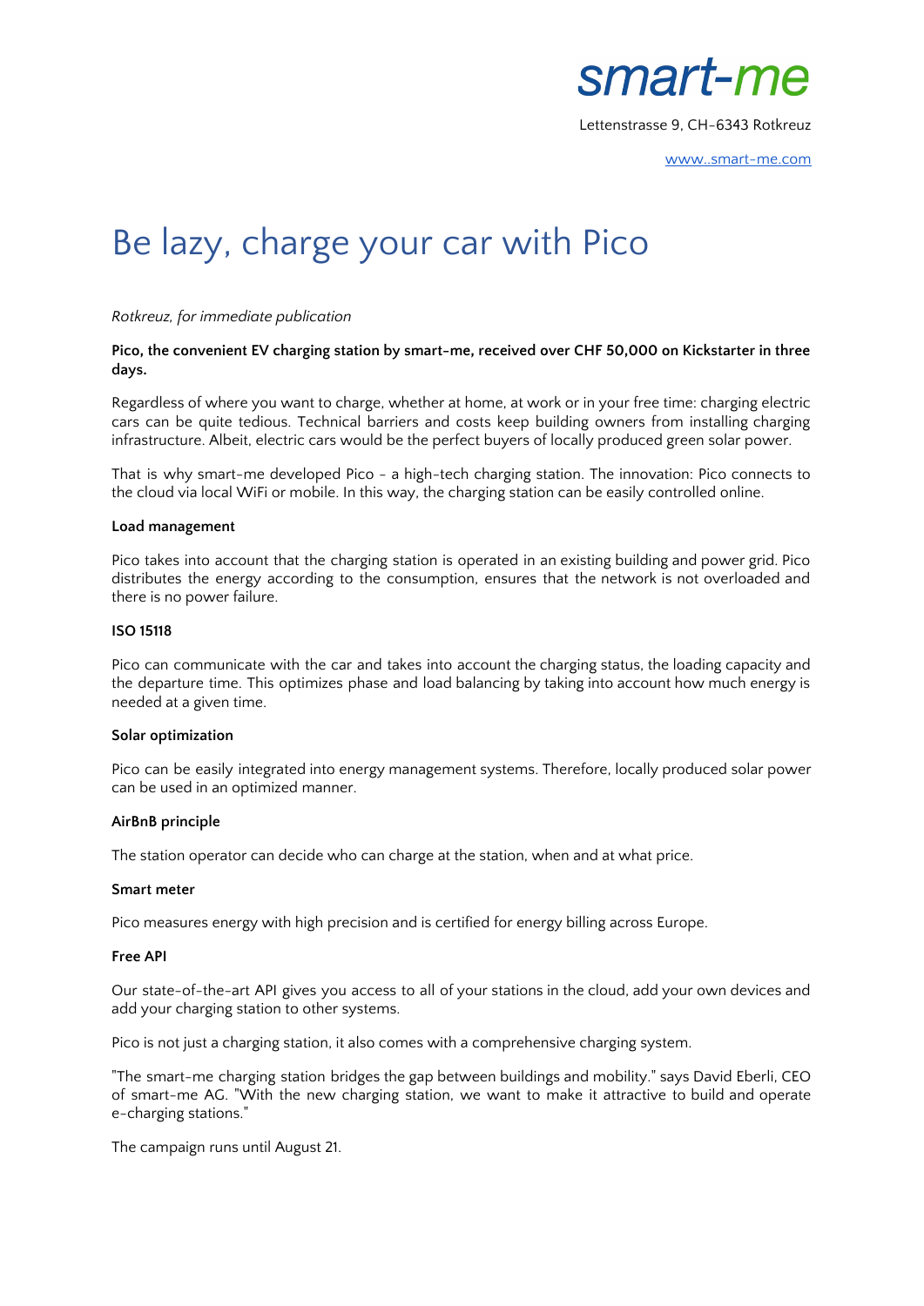smart-me

Lettenstrasse 9, CH-6343 Rotkreuz

www..smart-me.com

# Be lazy, charge your car with Pico

*Rotkreuz, for immediate publication*

**Pico, the convenient EV charging station by smart-me, received over CHF 50,000 on Kickstarter in three days.**

Regardless of where you want to charge, whether at home, at work or in your free time: charging electric cars can be quite tedious. Technical barriers and costs keep building owners from installing charging infrastructure. Albeit, electric cars would be the perfect buyers of locally produced green solar power.

That is why smart-me developed Pico - a high-tech charging station. The innovation: Pico connects to the cloud via local WiFi or mobile. In this way, the charging station can be easily controlled online.

**Load management**

Pico takes into account that the charging station is operated in an existing building and power grid. Pico distributes the energy according to the consumption, ensures that the network is not overloaded and there is no power failure.

**ISO 15118**

Pico can communicate with the car and takes into account the charging status, the loading capacity and the departure time. This optimizes phase and load balancing by taking into account how much energy is needed at a given time.

**Solar optimization**

Pico can be easily integrated into energy management systems. Therefore, locally produced solar power can be used in an optimized manner.

**AirBnB principle**

The station operator can decide who can charge at the station, when and at what price.

**Smart meter**

Pico measures energy with high precision and is certified for energy billing across Europe.

**Free API**

Our state-of-the-art API gives you access to all of your stations in the cloud, add your own devices and add your charging station to other systems.

Pico is not just a charging station, it also comes with a comprehensive charging system.

"The smart-me charging station bridges the gap between buildings and mobility." says David Eberli, CEO of smart-me AG. "With the new charging station, we want to make it attractive to build and operate e-charging stations."

The campaign runs until August 21.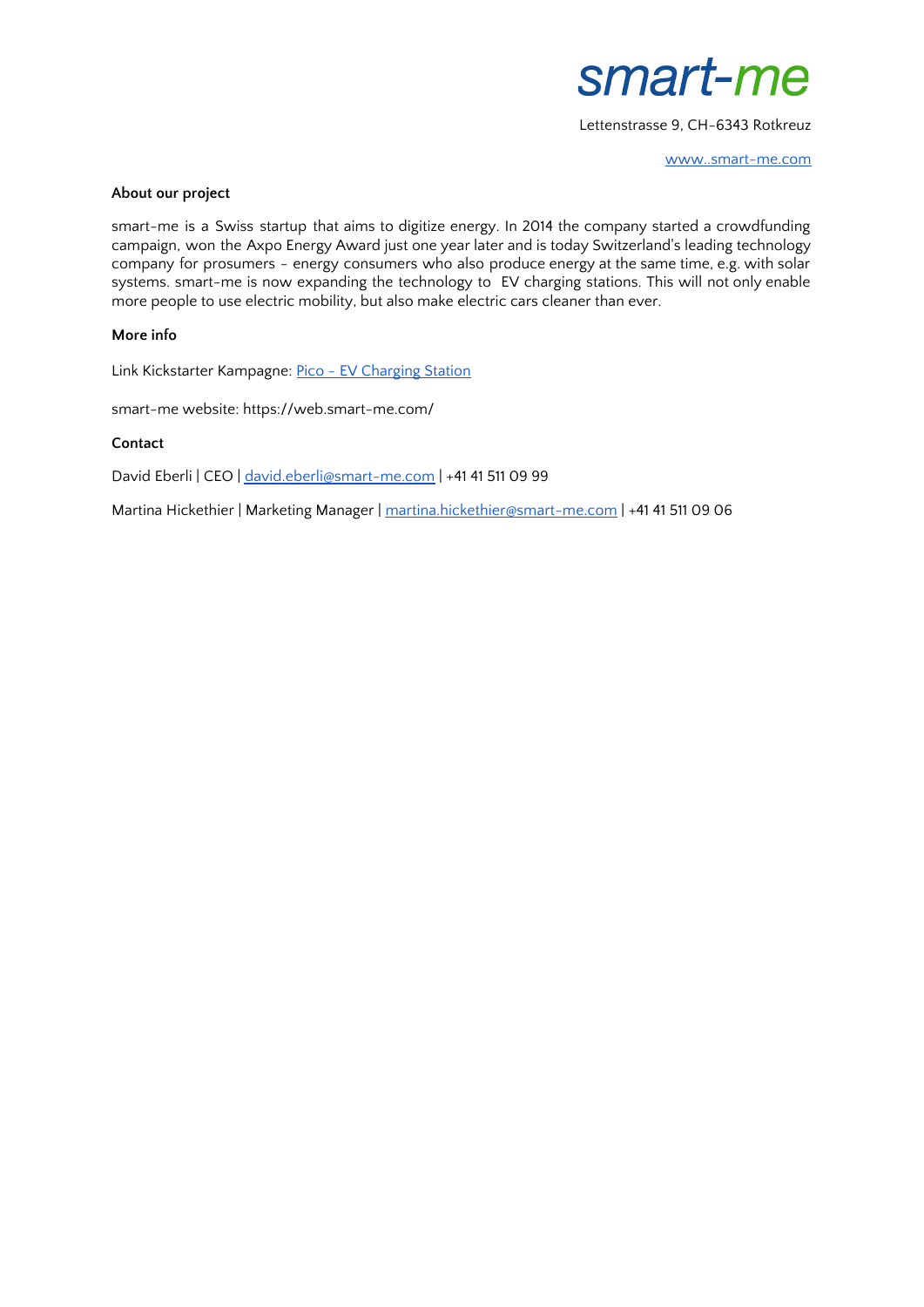smart-me

Lettenstrasse 9, CH-6343 Rotkreuz

www..smart-me.com

**About our project**

smart-me is a Swiss startup that aims to digitize energy. In 2014 the company started a crowdfunding campaign, won the Axpo Energy Award just one year later and is today Switzerland's leading technology company for prosumers - energy consumers who also produce energy at the same time, e.g. with solar systems. smart-me is now expanding the technology to EV charging stations. This will not only enable more people to use electric mobility, but also make electric cars cleaner than ever.

**More info**

Link Kickstarter Kampagne: Pico - EV Charging Station

smart-me website: https://web.smart-me.com/

**Contact**

David Eberli | CEO | david.eberli@smart-me.com | +41 41 511 09 99

Martina Hickethier | Marketing Manager | martina.hickethier@smart-me.com | +41 41 511 09 06